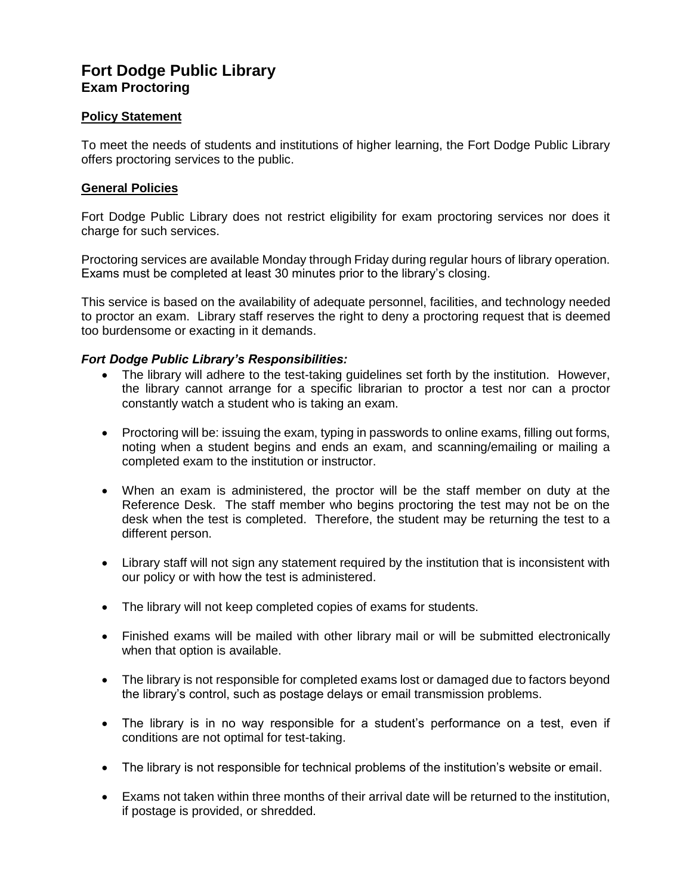# Fort Dodge Public Library
## Exam Proctoring

### Policy Statement

To meet the needs of students and institutions of higher learning, the Fort Dodge Public Library offers proctoring services to the public.

### General Policies

Fort Dodge Public Library does not restrict eligibility for exam proctoring services nor does it charge for such services.

Proctoring services are available Monday through Friday during regular hours of library operation. Exams must be completed at least 30 minutes prior to the library's closing.

This service is based on the availability of adequate personnel, facilities, and technology needed to proctor an exam. Library staff reserves the right to deny a proctoring request that is deemed too burdensome or exacting in it demands.

***Fort Dodge Public Library's Responsibilities:***

- The library will adhere to the test-taking guidelines set forth by the institution. However, the library cannot arrange for a specific librarian to proctor a test nor can a proctor constantly watch a student who is taking an exam.
- Proctoring will be: issuing the exam, typing in passwords to online exams, filling out forms, noting when a student begins and ends an exam, and scanning/emailing or mailing a completed exam to the institution or instructor.
- When an exam is administered, the proctor will be the staff member on duty at the Reference Desk. The staff member who begins proctoring the test may not be on the desk when the test is completed. Therefore, the student may be returning the test to a different person.
- Library staff will not sign any statement required by the institution that is inconsistent with our policy or with how the test is administered.
- The library will not keep completed copies of exams for students.
- Finished exams will be mailed with other library mail or will be submitted electronically when that option is available.
- The library is not responsible for completed exams lost or damaged due to factors beyond the library's control, such as postage delays or email transmission problems.
- The library is in no way responsible for a student's performance on a test, even if conditions are not optimal for test-taking.
- The library is not responsible for technical problems of the institution's website or email.
- Exams not taken within three months of their arrival date will be returned to the institution, if postage is provided, or shredded.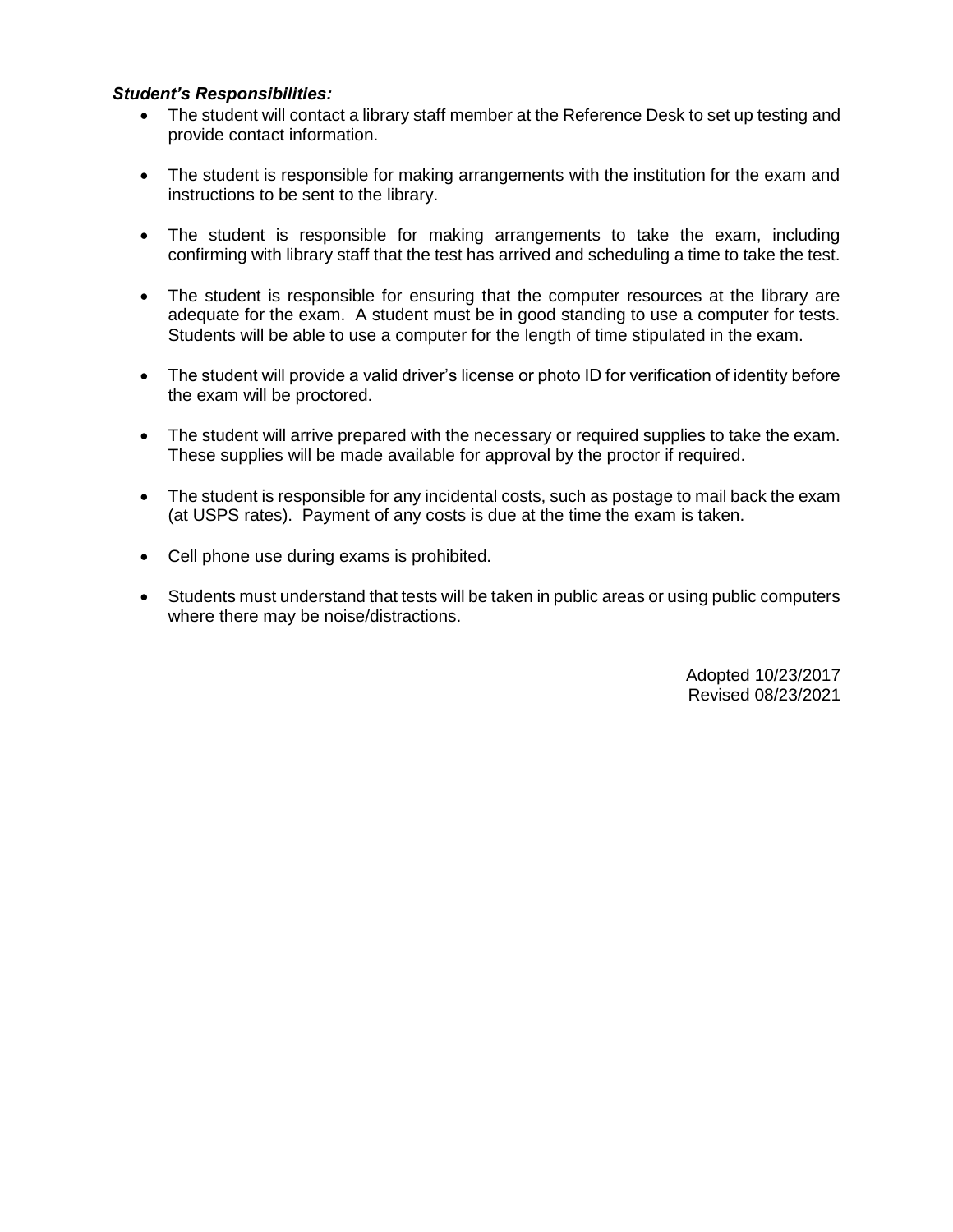***Student's Responsibilities:***

- The student will contact a library staff member at the Reference Desk to set up testing and provide contact information.
- The student is responsible for making arrangements with the institution for the exam and instructions to be sent to the library.
- The student is responsible for making arrangements to take the exam, including confirming with library staff that the test has arrived and scheduling a time to take the test.
- The student is responsible for ensuring that the computer resources at the library are adequate for the exam. A student must be in good standing to use a computer for tests. Students will be able to use a computer for the length of time stipulated in the exam.
- The student will provide a valid driver's license or photo ID for verification of identity before the exam will be proctored.
- The student will arrive prepared with the necessary or required supplies to take the exam. These supplies will be made available for approval by the proctor if required.
- The student is responsible for any incidental costs, such as postage to mail back the exam (at USPS rates). Payment of any costs is due at the time the exam is taken.
- Cell phone use during exams is prohibited.
- Students must understand that tests will be taken in public areas or using public computers where there may be noise/distractions.

Adopted 10/23/2017
Revised 08/23/2021